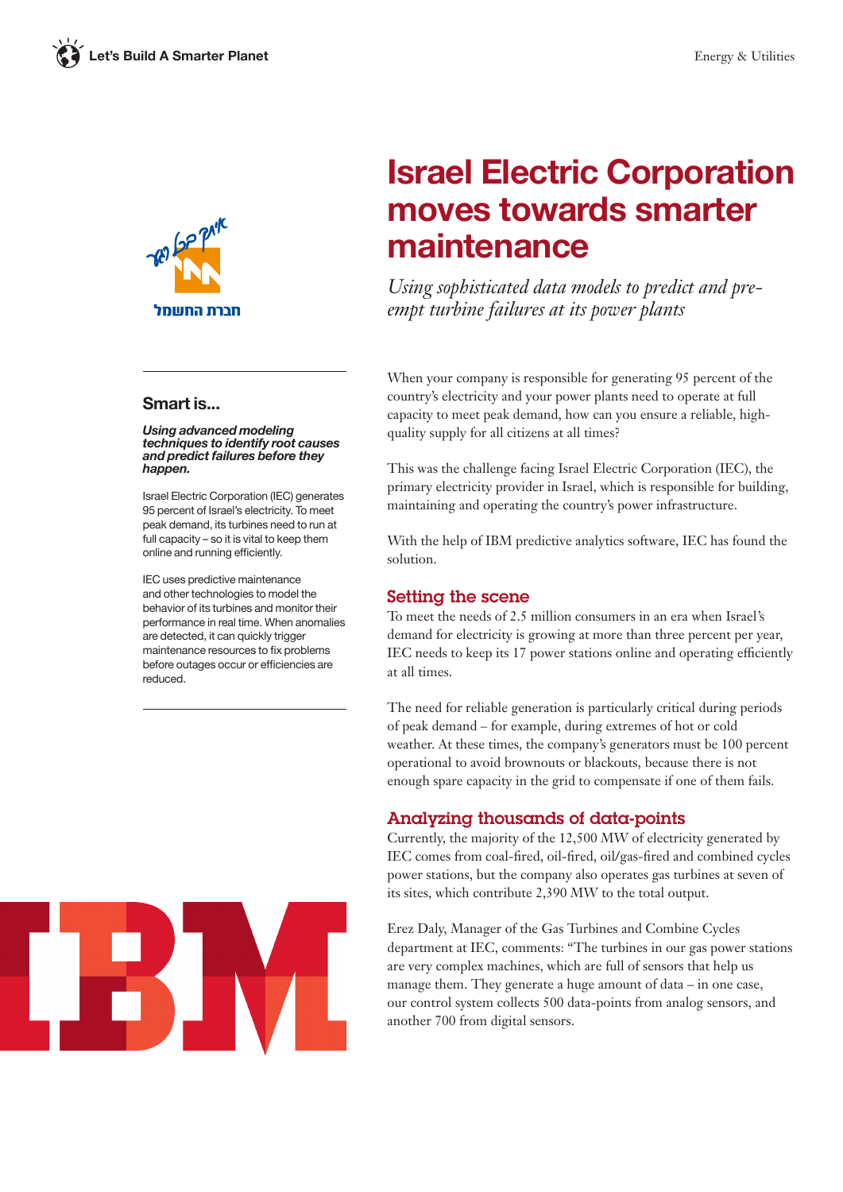# Israel Electric Corporation moves towards smarter maintenance

*Using sophisticated data models to predict and pre-empt turbine failures at its power plants*

## Smart is...

***Using advanced modeling techniques to identify root causes and predict failures before they happen.***

Israel Electric Corporation (IEC) generates 95 percent of Israel's electricity. To meet peak demand, its turbines need to run at full capacity – so it is vital to keep them online and running efficiently.

IEC uses predictive maintenance and other technologies to model the behavior of its turbines and monitor their performance in real time. When anomalies are detected, it can quickly trigger maintenance resources to fix problems before outages occur or efficiencies are reduced.

When your company is responsible for generating 95 percent of the country's electricity and your power plants need to operate at full capacity to meet peak demand, how can you ensure a reliable, high-quality supply for all citizens at all times?

This was the challenge facing Israel Electric Corporation (IEC), the primary electricity provider in Israel, which is responsible for building, maintaining and operating the country's power infrastructure.

With the help of IBM predictive analytics software, IEC has found the solution.

## Setting the scene

To meet the needs of 2.5 million consumers in an era when Israel's demand for electricity is growing at more than three percent per year, IEC needs to keep its 17 power stations online and operating efficiently at all times.

The need for reliable generation is particularly critical during periods of peak demand – for example, during extremes of hot or cold weather. At these times, the company's generators must be 100 percent operational to avoid brownouts or blackouts, because there is not enough spare capacity in the grid to compensate if one of them fails.

## Analyzing thousands of data-points

Currently, the majority of the 12,500 MW of electricity generated by IEC comes from coal-fired, oil-fired, oil/gas-fired and combined cycles power stations, but the company also operates gas turbines at seven of its sites, which contribute 2,390 MW to the total output.

Erez Daly, Manager of the Gas Turbines and Combine Cycles department at IEC, comments: "The turbines in our gas power stations are very complex machines, which are full of sensors that help us manage them. They generate a huge amount of data – in one case, our control system collects 500 data-points from analog sensors, and another 700 from digital sensors.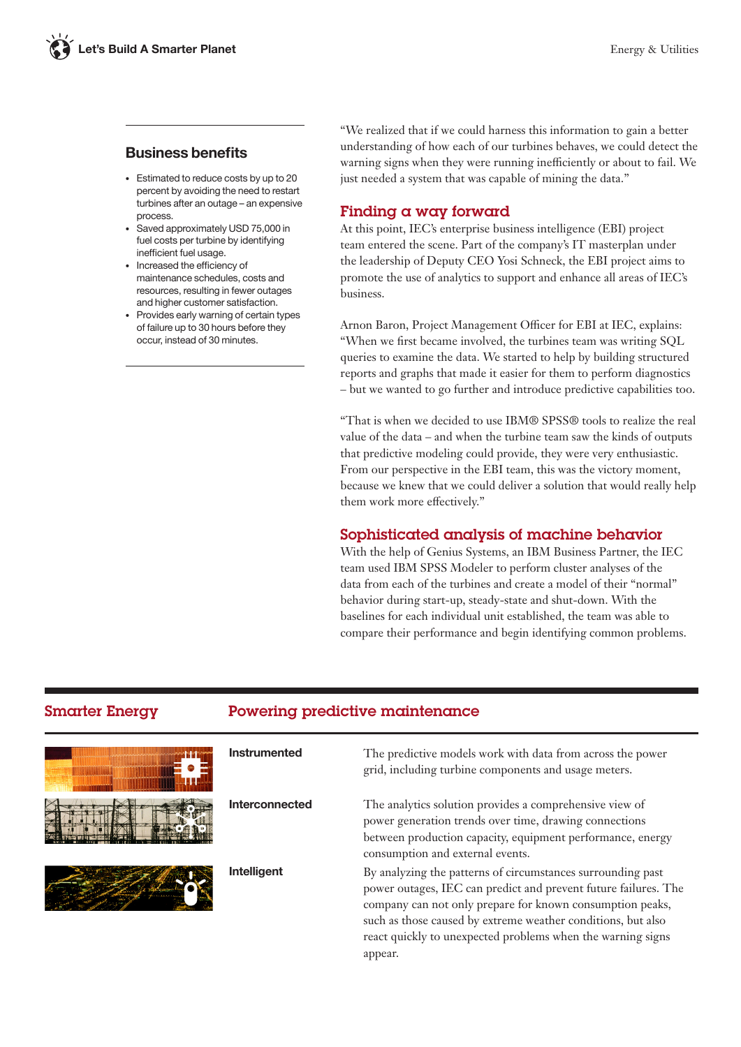## Business benefits

- Estimated to reduce costs by up to 20 percent by avoiding the need to restart turbines after an outage – an expensive process.
- Saved approximately USD 75,000 in fuel costs per turbine by identifying inefficient fuel usage.
- Increased the efficiency of maintenance schedules, costs and resources, resulting in fewer outages and higher customer satisfaction.
- Provides early warning of certain types of failure up to 30 hours before they occur, instead of 30 minutes.

"We realized that if we could harness this information to gain a better understanding of how each of our turbines behaves, we could detect the warning signs when they were running inefficiently or about to fail. We just needed a system that was capable of mining the data."

## Finding a way forward

At this point, IEC's enterprise business intelligence (EBI) project team entered the scene. Part of the company's IT masterplan under the leadership of Deputy CEO Yosi Schneck, the EBI project aims to promote the use of analytics to support and enhance all areas of IEC's business.

Arnon Baron, Project Management Officer for EBI at IEC, explains: "When we first became involved, the turbines team was writing SQL queries to examine the data. We started to help by building structured reports and graphs that made it easier for them to perform diagnostics – but we wanted to go further and introduce predictive capabilities too.

"That is when we decided to use IBM® SPSS® tools to realize the real value of the data – and when the turbine team saw the kinds of outputs that predictive modeling could provide, they were very enthusiastic. From our perspective in the EBI team, this was the victory moment, because we knew that we could deliver a solution that would really help them work more effectively."

## Sophisticated analysis of machine behavior

With the help of Genius Systems, an IBM Business Partner, the IEC team used IBM SPSS Modeler to perform cluster analyses of the data from each of the turbines and create a model of their "normal" behavior during start-up, steady-state and shut-down. With the baselines for each individual unit established, the team was able to compare their performance and begin identifying common problems.

## Smarter Energy

## Powering predictive maintenance

**Instrumented**

The predictive models work with data from across the power grid, including turbine components and usage meters.

**Interconnected**

The analytics solution provides a comprehensive view of power generation trends over time, drawing connections between production capacity, equipment performance, energy consumption and external events.

**Intelligent**

By analyzing the patterns of circumstances surrounding past power outages, IEC can predict and prevent future failures. The company can not only prepare for known consumption peaks, such as those caused by extreme weather conditions, but also react quickly to unexpected problems when the warning signs appear.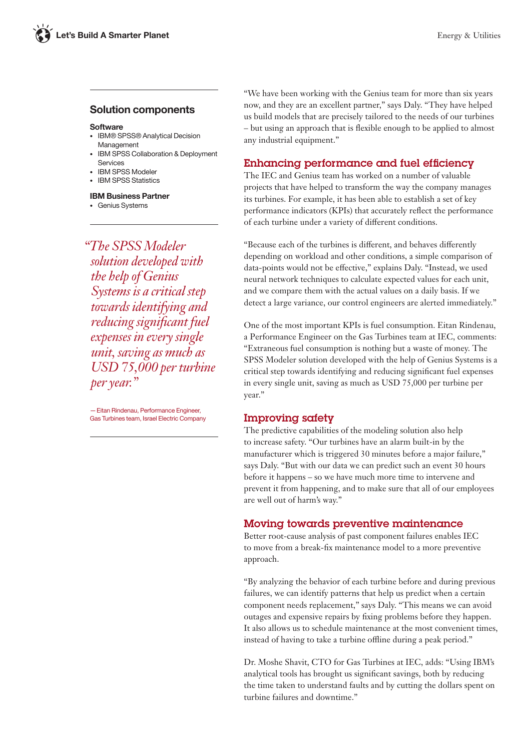## Solution components

**Software**

- IBM® SPSS® Analytical Decision Management
- IBM SPSS Collaboration & Deployment Services
- IBM SPSS Modeler
- IBM SPSS Statistics

**IBM Business Partner**

- Genius Systems

> *"The SPSS Modeler solution developed with the help of Genius Systems is a critical step towards identifying and reducing significant fuel expenses in every single unit, saving as much as USD 75,000 per turbine per year."*
>
> — Eitan Rindenau, Performance Engineer, Gas Turbines team, Israel Electric Company

"We have been working with the Genius team for more than six years now, and they are an excellent partner," says Daly. "They have helped us build models that are precisely tailored to the needs of our turbines – but using an approach that is flexible enough to be applied to almost any industrial equipment."

## Enhancing performance and fuel efficiency

The IEC and Genius team has worked on a number of valuable projects that have helped to transform the way the company manages its turbines. For example, it has been able to establish a set of key performance indicators (KPIs) that accurately reflect the performance of each turbine under a variety of different conditions.

"Because each of the turbines is different, and behaves differently depending on workload and other conditions, a simple comparison of data-points would not be effective," explains Daly. "Instead, we used neural network techniques to calculate expected values for each unit, and we compare them with the actual values on a daily basis. If we detect a large variance, our control engineers are alerted immediately."

One of the most important KPIs is fuel consumption. Eitan Rindenau, a Performance Engineer on the Gas Turbines team at IEC, comments: "Extraneous fuel consumption is nothing but a waste of money. The SPSS Modeler solution developed with the help of Genius Systems is a critical step towards identifying and reducing significant fuel expenses in every single unit, saving as much as USD 75,000 per turbine per year."

## Improving safety

The predictive capabilities of the modeling solution also help to increase safety. "Our turbines have an alarm built-in by the manufacturer which is triggered 30 minutes before a major failure," says Daly. "But with our data we can predict such an event 30 hours before it happens – so we have much more time to intervene and prevent it from happening, and to make sure that all of our employees are well out of harm's way."

## Moving towards preventive maintenance

Better root-cause analysis of past component failures enables IEC to move from a break-fix maintenance model to a more preventive approach.

"By analyzing the behavior of each turbine before and during previous failures, we can identify patterns that help us predict when a certain component needs replacement," says Daly. "This means we can avoid outages and expensive repairs by fixing problems before they happen. It also allows us to schedule maintenance at the most convenient times, instead of having to take a turbine offline during a peak period."

Dr. Moshe Shavit, CTO for Gas Turbines at IEC, adds: "Using IBM's analytical tools has brought us significant savings, both by reducing the time taken to understand faults and by cutting the dollars spent on turbine failures and downtime."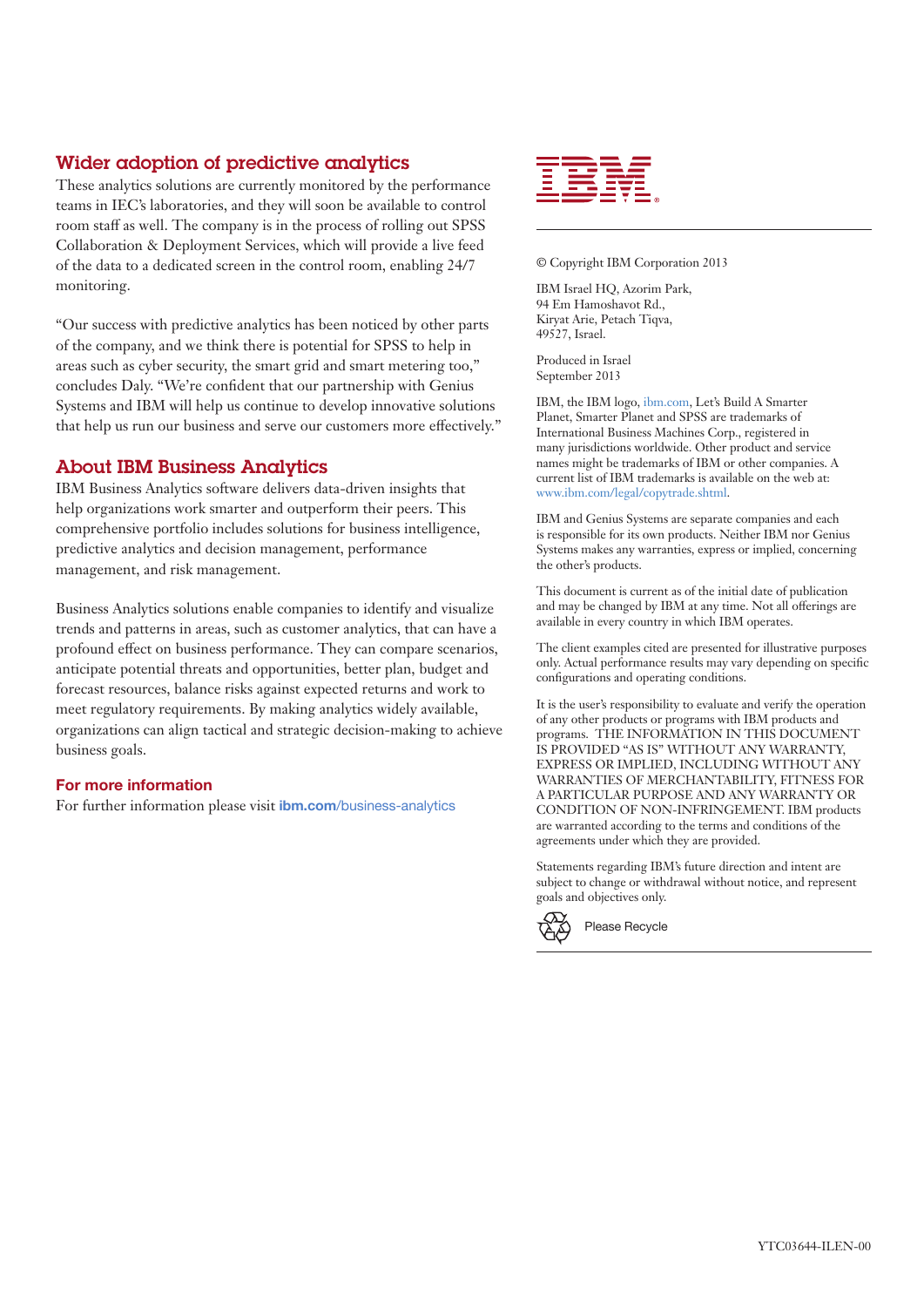## Wider adoption of predictive analytics

These analytics solutions are currently monitored by the performance teams in IEC's laboratories, and they will soon be available to control room staff as well. The company is in the process of rolling out SPSS Collaboration & Deployment Services, which will provide a live feed of the data to a dedicated screen in the control room, enabling 24/7 monitoring.

"Our success with predictive analytics has been noticed by other parts of the company, and we think there is potential for SPSS to help in areas such as cyber security, the smart grid and smart metering too," concludes Daly. "We're confident that our partnership with Genius Systems and IBM will help us continue to develop innovative solutions that help us run our business and serve our customers more effectively."

## About IBM Business Analytics

IBM Business Analytics software delivers data-driven insights that help organizations work smarter and outperform their peers. This comprehensive portfolio includes solutions for business intelligence, predictive analytics and decision management, performance management, and risk management.

Business Analytics solutions enable companies to identify and visualize trends and patterns in areas, such as customer analytics, that can have a profound effect on business performance. They can compare scenarios, anticipate potential threats and opportunities, better plan, budget and forecast resources, balance risks against expected returns and work to meet regulatory requirements. By making analytics widely available, organizations can align tactical and strategic decision-making to achieve business goals.

### For more information

For further information please visit **ibm.com**/business-analytics

IBM

© Copyright IBM Corporation 2013

IBM Israel HQ, Azorim Park,
94 Em Hamoshavot Rd.,
Kiryat Arie, Petach Tiqva,
49527, Israel.

Produced in Israel
September 2013

IBM, the IBM logo, ibm.com, Let's Build A Smarter Planet, Smarter Planet and SPSS are trademarks of International Business Machines Corp., registered in many jurisdictions worldwide. Other product and service names might be trademarks of IBM or other companies. A current list of IBM trademarks is available on the web at: www.ibm.com/legal/copytrade.shtml.

IBM and Genius Systems are separate companies and each is responsible for its own products. Neither IBM nor Genius Systems makes any warranties, express or implied, concerning the other's products.

This document is current as of the initial date of publication and may be changed by IBM at any time. Not all offerings are available in every country in which IBM operates.

The client examples cited are presented for illustrative purposes only. Actual performance results may vary depending on specific configurations and operating conditions.

It is the user's responsibility to evaluate and verify the operation of any other products or programs with IBM products and programs. THE INFORMATION IN THIS DOCUMENT IS PROVIDED "AS IS" WITHOUT ANY WARRANTY, EXPRESS OR IMPLIED, INCLUDING WITHOUT ANY WARRANTIES OF MERCHANTABILITY, FITNESS FOR A PARTICULAR PURPOSE AND ANY WARRANTY OR CONDITION OF NON-INFRINGEMENT. IBM products are warranted according to the terms and conditions of the agreements under which they are provided.

Statements regarding IBM's future direction and intent are subject to change or withdrawal without notice, and represent goals and objectives only.

Please Recycle

YTC03644-ILEN-00